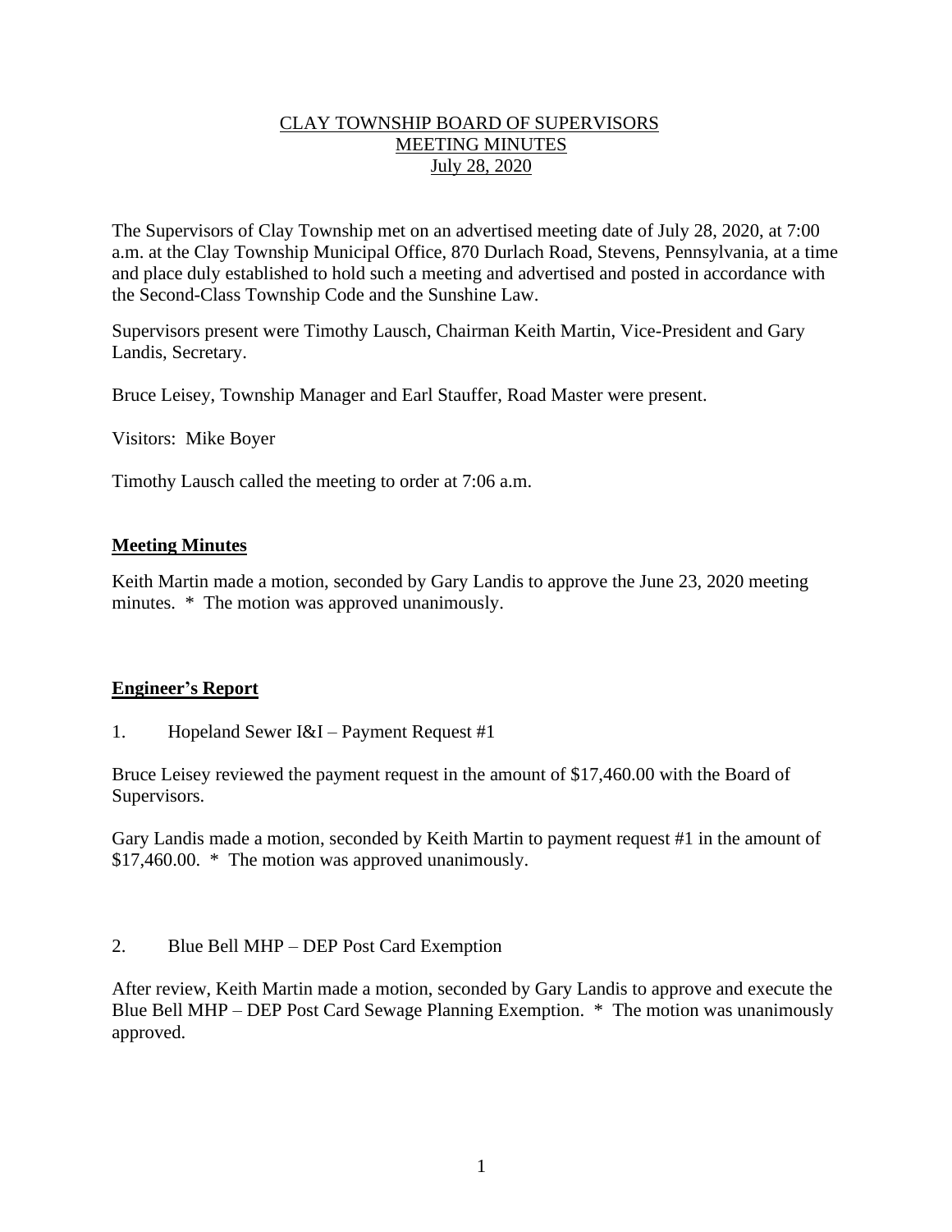# CLAY TOWNSHIP BOARD OF SUPERVISORS
## MEETING MINUTES
### July 28, 2020

The Supervisors of Clay Township met on an advertised meeting date of July 28, 2020, at 7:00 a.m. at the Clay Township Municipal Office, 870 Durlach Road, Stevens, Pennsylvania, at a time and place duly established to hold such a meeting and advertised and posted in accordance with the Second-Class Township Code and the Sunshine Law.

Supervisors present were Timothy Lausch, Chairman Keith Martin, Vice-President and Gary Landis, Secretary.

Bruce Leisey, Township Manager and Earl Stauffer, Road Master were present.

Visitors: Mike Boyer

Timothy Lausch called the meeting to order at 7:06 a.m.

**Meeting Minutes**

Keith Martin made a motion, seconded by Gary Landis to approve the June 23, 2020 meeting minutes. * The motion was approved unanimously.

**Engineer's Report**

1. Hopeland Sewer I&I – Payment Request #1

Bruce Leisey reviewed the payment request in the amount of $17,460.00 with the Board of Supervisors.

Gary Landis made a motion, seconded by Keith Martin to payment request #1 in the amount of $17,460.00. * The motion was approved unanimously.

2. Blue Bell MHP – DEP Post Card Exemption

After review, Keith Martin made a motion, seconded by Gary Landis to approve and execute the Blue Bell MHP – DEP Post Card Sewage Planning Exemption. * The motion was unanimously approved.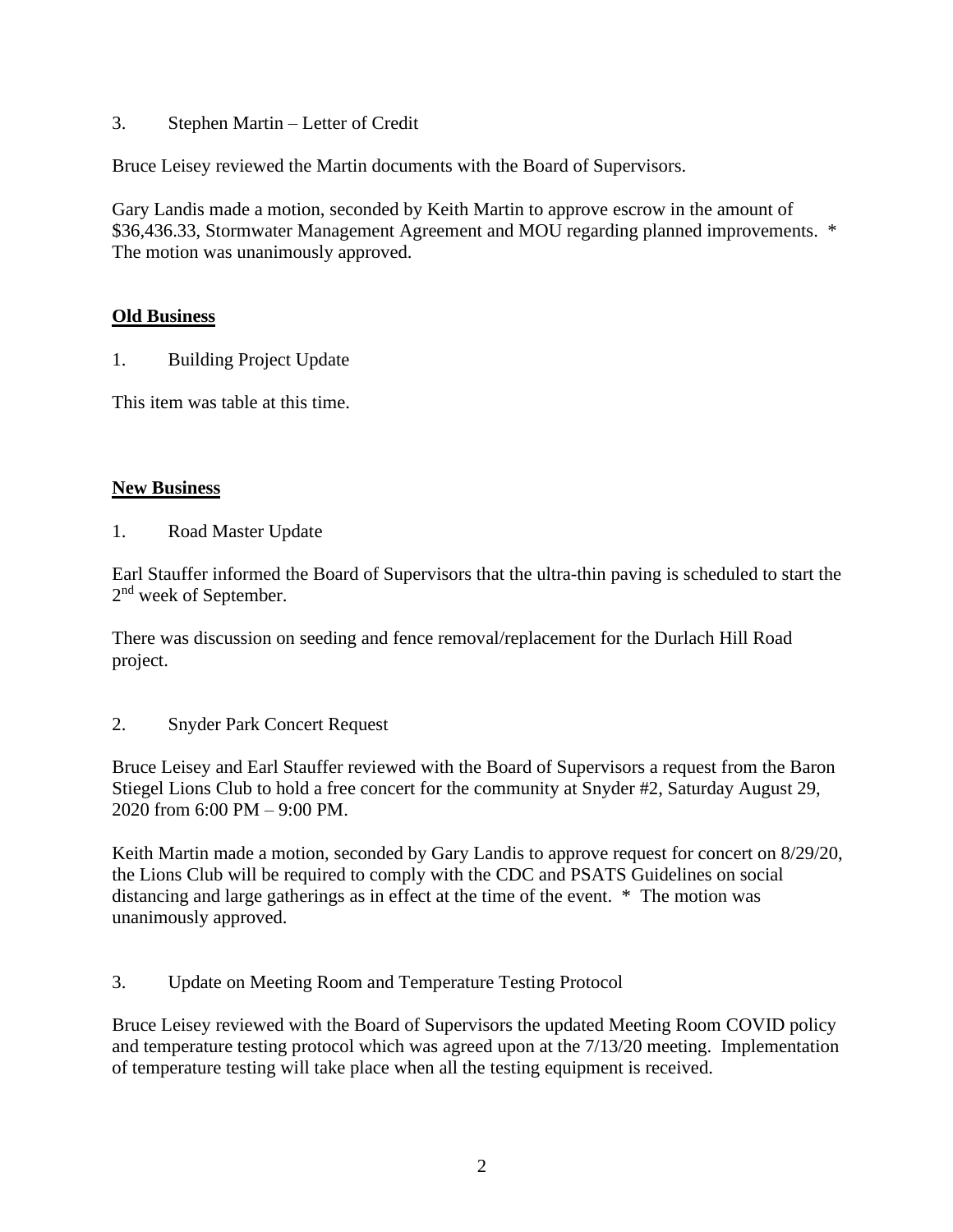3. Stephen Martin – Letter of Credit

Bruce Leisey reviewed the Martin documents with the Board of Supervisors.

Gary Landis made a motion, seconded by Keith Martin to approve escrow in the amount of $36,436.33, Stormwater Management Agreement and MOU regarding planned improvements. * The motion was unanimously approved.

**Old Business**

1. Building Project Update

This item was table at this time.

**New Business**

1. Road Master Update

Earl Stauffer informed the Board of Supervisors that the ultra-thin paving is scheduled to start the 2nd week of September.

There was discussion on seeding and fence removal/replacement for the Durlach Hill Road project.

2. Snyder Park Concert Request

Bruce Leisey and Earl Stauffer reviewed with the Board of Supervisors a request from the Baron Stiegel Lions Club to hold a free concert for the community at Snyder #2, Saturday August 29, 2020 from 6:00 PM – 9:00 PM.

Keith Martin made a motion, seconded by Gary Landis to approve request for concert on 8/29/20, the Lions Club will be required to comply with the CDC and PSATS Guidelines on social distancing and large gatherings as in effect at the time of the event. * The motion was unanimously approved.

3. Update on Meeting Room and Temperature Testing Protocol

Bruce Leisey reviewed with the Board of Supervisors the updated Meeting Room COVID policy and temperature testing protocol which was agreed upon at the 7/13/20 meeting. Implementation of temperature testing will take place when all the testing equipment is received.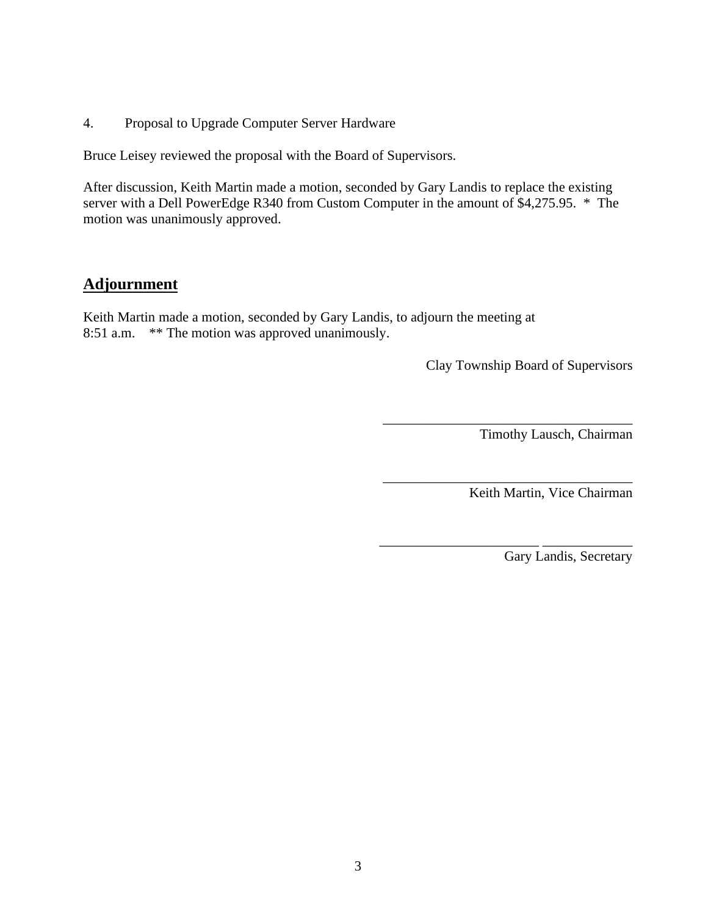4. Proposal to Upgrade Computer Server Hardware

Bruce Leisey reviewed the proposal with the Board of Supervisors.

After discussion, Keith Martin made a motion, seconded by Gary Landis to replace the existing server with a Dell PowerEdge R340 from Custom Computer in the amount of $4,275.95. * The motion was unanimously approved.

## Adjournment

Keith Martin made a motion, seconded by Gary Landis, to adjourn the meeting at 8:51 a.m. ** The motion was approved unanimously.

Clay Township Board of Supervisors

_____________________________________
Timothy Lausch, Chairman

_____________________________________
Keith Martin, Vice Chairman

_____________________________________
Gary Landis, Secretary